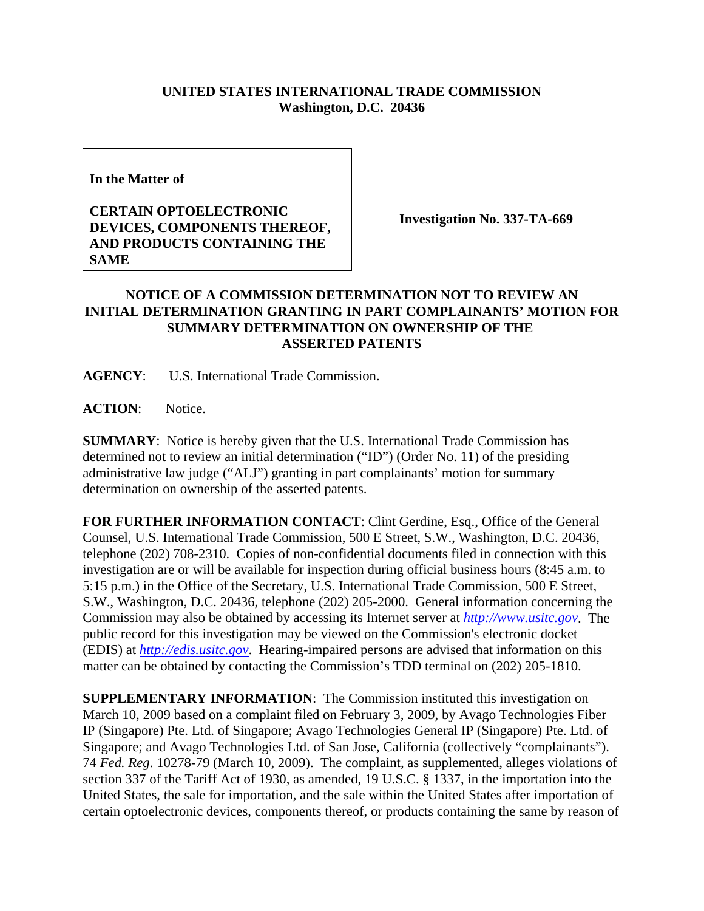**UNITED STATES INTERNATIONAL TRADE COMMISSION**
**Washington, D.C. 20436**

| | |
|---|---|
| **In the Matter of**<br><br>**CERTAIN OPTOELECTRONIC DEVICES, COMPONENTS THEREOF, AND PRODUCTS CONTAINING THE SAME** | **Investigation No. 337-TA-669** |

## NOTICE OF A COMMISSION DETERMINATION NOT TO REVIEW AN INITIAL DETERMINATION GRANTING IN PART COMPLAINANTS' MOTION FOR SUMMARY DETERMINATION ON OWNERSHIP OF THE ASSERTED PATENTS

**AGENCY**: U.S. International Trade Commission.

**ACTION**: Notice.

**SUMMARY**: Notice is hereby given that the U.S. International Trade Commission has determined not to review an initial determination ("ID") (Order No. 11) of the presiding administrative law judge ("ALJ") granting in part complainants' motion for summary determination on ownership of the asserted patents.

**FOR FURTHER INFORMATION CONTACT**: Clint Gerdine, Esq., Office of the General Counsel, U.S. International Trade Commission, 500 E Street, S.W., Washington, D.C. 20436, telephone (202) 708-2310. Copies of non-confidential documents filed in connection with this investigation are or will be available for inspection during official business hours (8:45 a.m. to 5:15 p.m.) in the Office of the Secretary, U.S. International Trade Commission, 500 E Street, S.W., Washington, D.C. 20436, telephone (202) 205-2000. General information concerning the Commission may also be obtained by accessing its Internet server at *http://www.usitc.gov*. The public record for this investigation may be viewed on the Commission's electronic docket (EDIS) at *http://edis.usitc.gov*. Hearing-impaired persons are advised that information on this matter can be obtained by contacting the Commission's TDD terminal on (202) 205-1810.

**SUPPLEMENTARY INFORMATION**: The Commission instituted this investigation on March 10, 2009 based on a complaint filed on February 3, 2009, by Avago Technologies Fiber IP (Singapore) Pte. Ltd. of Singapore; Avago Technologies General IP (Singapore) Pte. Ltd. of Singapore; and Avago Technologies Ltd. of San Jose, California (collectively "complainants"). 74 *Fed. Reg*. 10278-79 (March 10, 2009). The complaint, as supplemented, alleges violations of section 337 of the Tariff Act of 1930, as amended, 19 U.S.C. § 1337, in the importation into the United States, the sale for importation, and the sale within the United States after importation of certain optoelectronic devices, components thereof, or products containing the same by reason of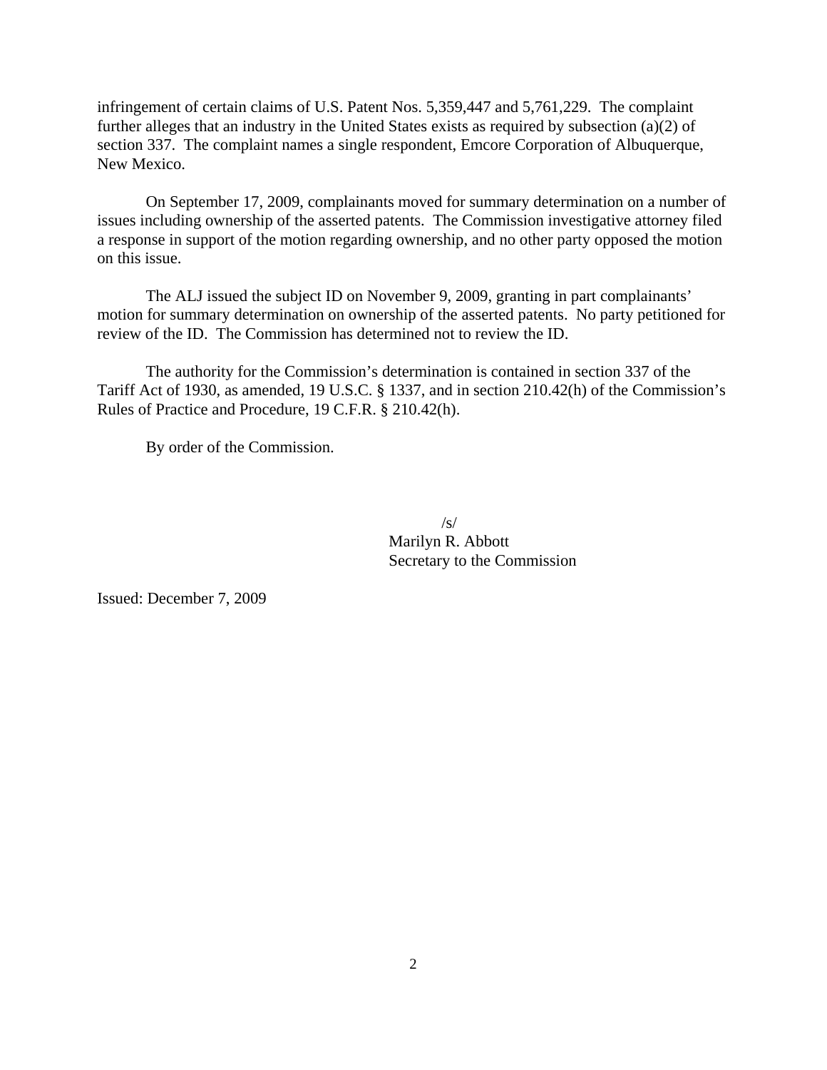infringement of certain claims of U.S. Patent Nos. 5,359,447 and 5,761,229. The complaint further alleges that an industry in the United States exists as required by subsection (a)(2) of section 337. The complaint names a single respondent, Emcore Corporation of Albuquerque, New Mexico.

On September 17, 2009, complainants moved for summary determination on a number of issues including ownership of the asserted patents. The Commission investigative attorney filed a response in support of the motion regarding ownership, and no other party opposed the motion on this issue.

The ALJ issued the subject ID on November 9, 2009, granting in part complainants' motion for summary determination on ownership of the asserted patents. No party petitioned for review of the ID. The Commission has determined not to review the ID.

The authority for the Commission's determination is contained in section 337 of the Tariff Act of 1930, as amended, 19 U.S.C. § 1337, and in section 210.42(h) of the Commission's Rules of Practice and Procedure, 19 C.F.R. § 210.42(h).

By order of the Commission.

/s/
Marilyn R. Abbott
Secretary to the Commission

Issued: December 7, 2009